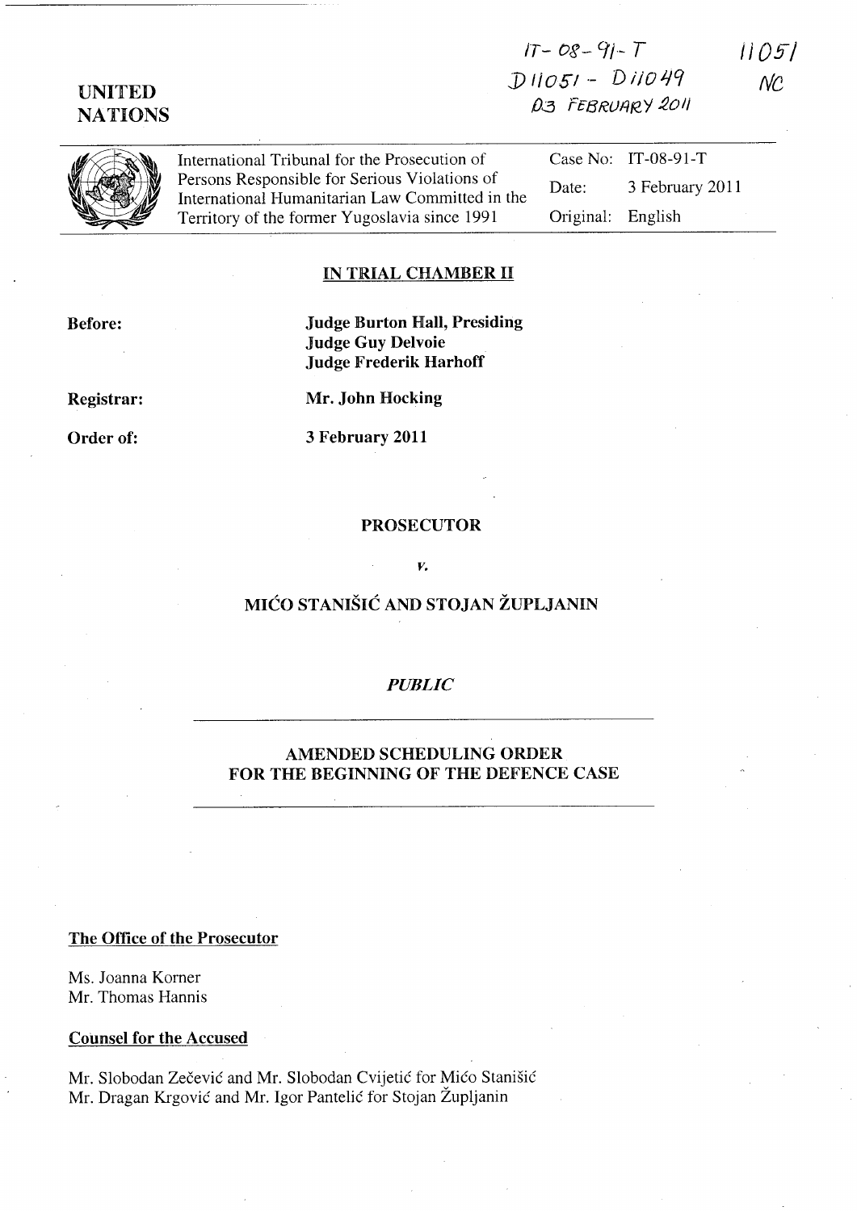IT-08-91-T
D11051 - D11049
03 FEBRUARY 2011

11051
NC

**UNITED NATIONS**

International Tribunal for the Prosecution of Persons Responsible for Serious Violations of International Humanitarian Law Committed in the Territory of the former Yugoslavia since 1991

Case No: IT-08-91-T
Date: 3 February 2011
Original: English

**IN TRIAL CHAMBER II**

**Before:**
**Judge Burton Hall, Presiding**
**Judge Guy Delvoie**
**Judge Frederik Harhoff**

**Registrar:** **Mr. John Hocking**

**Order of:** **3 February 2011**

**PROSECUTOR**

*v.*

**MIĆO STANIŠIĆ AND STOJAN ŽUPLJANIN**

*PUBLIC*

**AMENDED SCHEDULING ORDER FOR THE BEGINNING OF THE DEFENCE CASE**

**The Office of the Prosecutor**

Ms. Joanna Korner
Mr. Thomas Hannis

**Counsel for the Accused**

Mr. Slobodan Zečević and Mr. Slobodan Cvijetić for Mićo Stanišić
Mr. Dragan Krgović and Mr. Igor Pantelić for Stojan Župljanin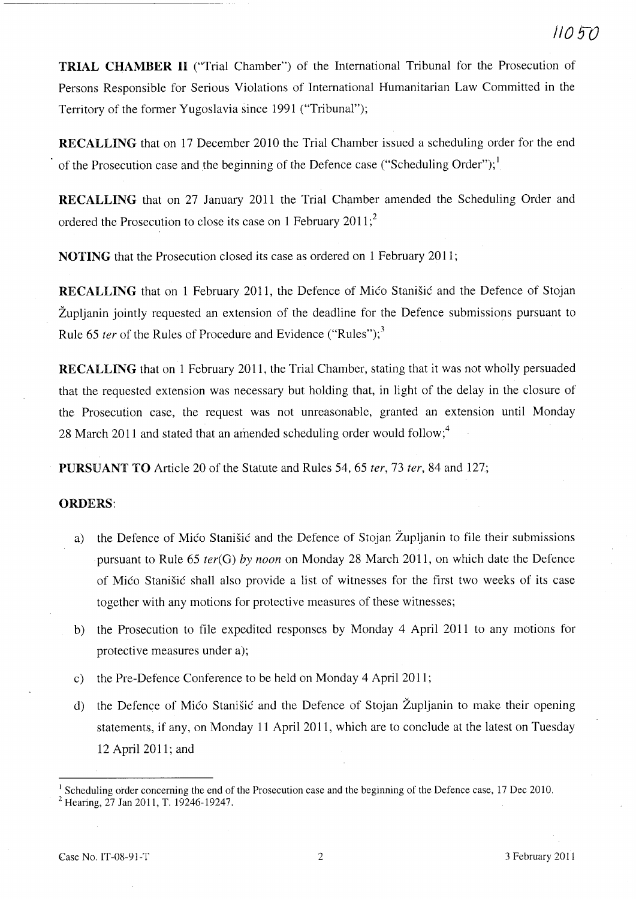**TRIAL CHAMBER II** ("Trial Chamber") of the International Tribunal for the Prosecution of Persons Responsible for Serious Violations of International Humanitarian Law Committed in the Territory of the former Yugoslavia since 1991 ("Tribunal");

**RECALLING** that on 17 December 2010 the Trial Chamber issued a scheduling order for the end of the Prosecution case and the beginning of the Defence case ("Scheduling Order");[1]

**RECALLING** that on 27 January 2011 the Trial Chamber amended the Scheduling Order and ordered the Prosecution to close its case on 1 February 2011;[2]

**NOTING** that the Prosecution closed its case as ordered on 1 February 2011;

**RECALLING** that on 1 February 2011, the Defence of Mićo Stanišić and the Defence of Stojan Župljanin jointly requested an extension of the deadline for the Defence submissions pursuant to Rule 65 *ter* of the Rules of Procedure and Evidence ("Rules");[3]

**RECALLING** that on 1 February 2011, the Trial Chamber, stating that it was not wholly persuaded that the requested extension was necessary but holding that, in light of the delay in the closure of the Prosecution case, the request was not unreasonable, granted an extension until Monday 28 March 2011 and stated that an amended scheduling order would follow;[4]

**PURSUANT TO** Article 20 of the Statute and Rules 54, 65 *ter*, 73 *ter*, 84 and 127;

**ORDERS**:

a) the Defence of Mićo Stanišić and the Defence of Stojan Župljanin to file their submissions pursuant to Rule 65 *ter*(G) *by noon* on Monday 28 March 2011, on which date the Defence of Mićo Stanišić shall also provide a list of witnesses for the first two weeks of its case together with any motions for protective measures of these witnesses;

b) the Prosecution to file expedited responses by Monday 4 April 2011 to any motions for protective measures under a);

c) the Pre-Defence Conference to be held on Monday 4 April 2011;

d) the Defence of Mićo Stanišić and the Defence of Stojan Župljanin to make their opening statements, if any, on Monday 11 April 2011, which are to conclude at the latest on Tuesday 12 April 2011; and

---

[1] Scheduling order concerning the end of the Prosecution case and the beginning of the Defence case, 17 Dec 2010.

[2] Hearing, 27 Jan 2011, T. 19246-19247.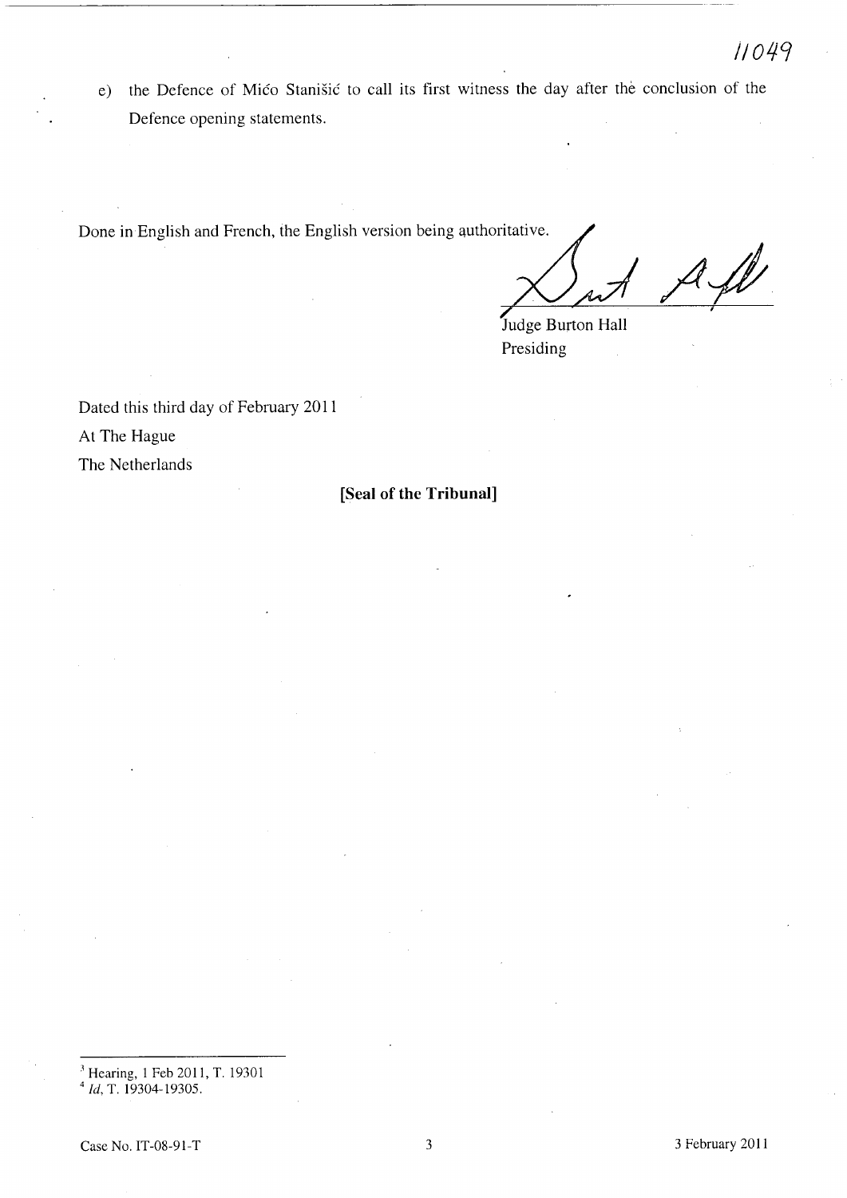e) the Defence of Mićo Stanišić to call its first witness the day after the conclusion of the Defence opening statements.

Done in English and French, the English version being authoritative.

Judge Burton Hall
Presiding

Dated this third day of February 2011
At The Hague
The Netherlands

**[Seal of the Tribunal]**

---

[3] Hearing, 1 Feb 2011, T. 19301
[4] *Id*, T. 19304-19305.